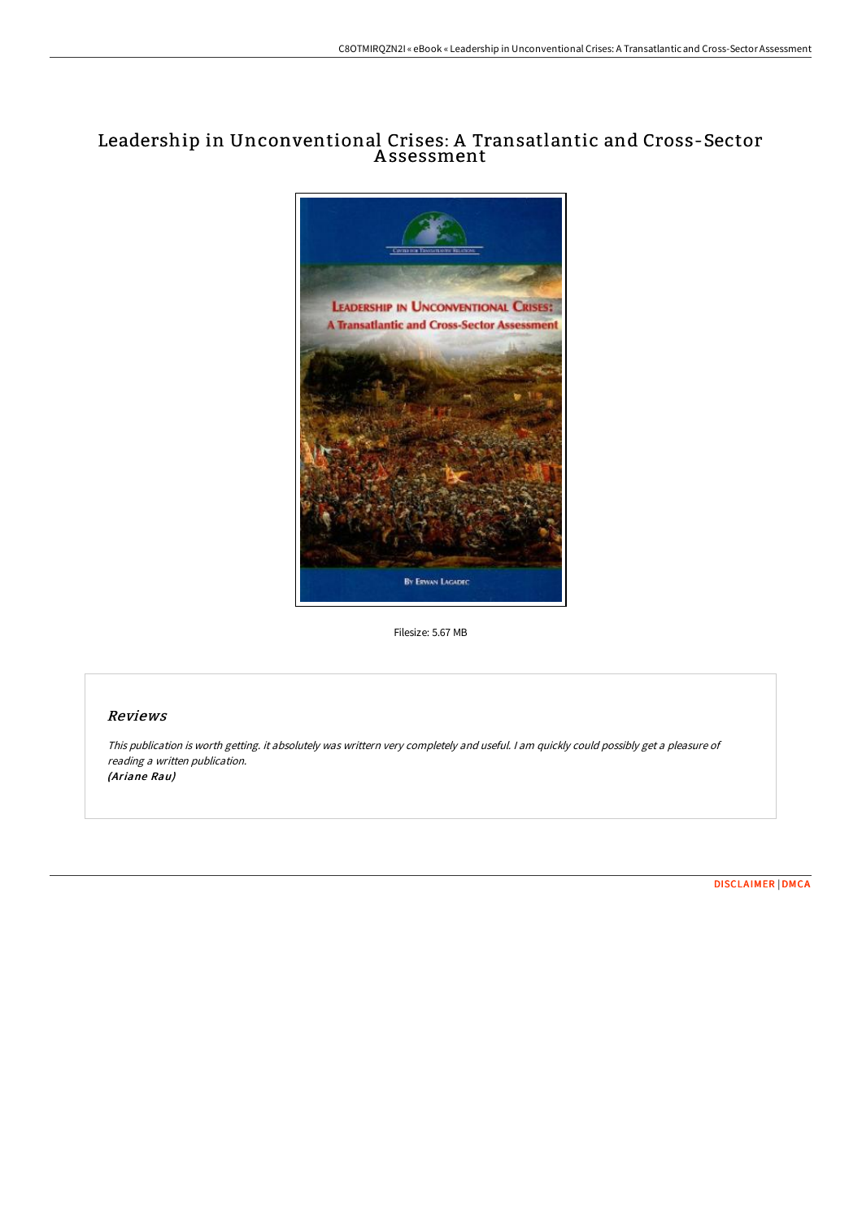# Leadership in Unconventional Crises: A Transatlantic and Cross-Sector Assessment

Filesize: 5.67 MB

## Reviews

*This publication is worth getting. it absolutely was writtern very completely and useful. I am quickly could possibly get a pleasure of reading a written publication.*
*(Ariane Rau)*

DISCLAIMER | DMCA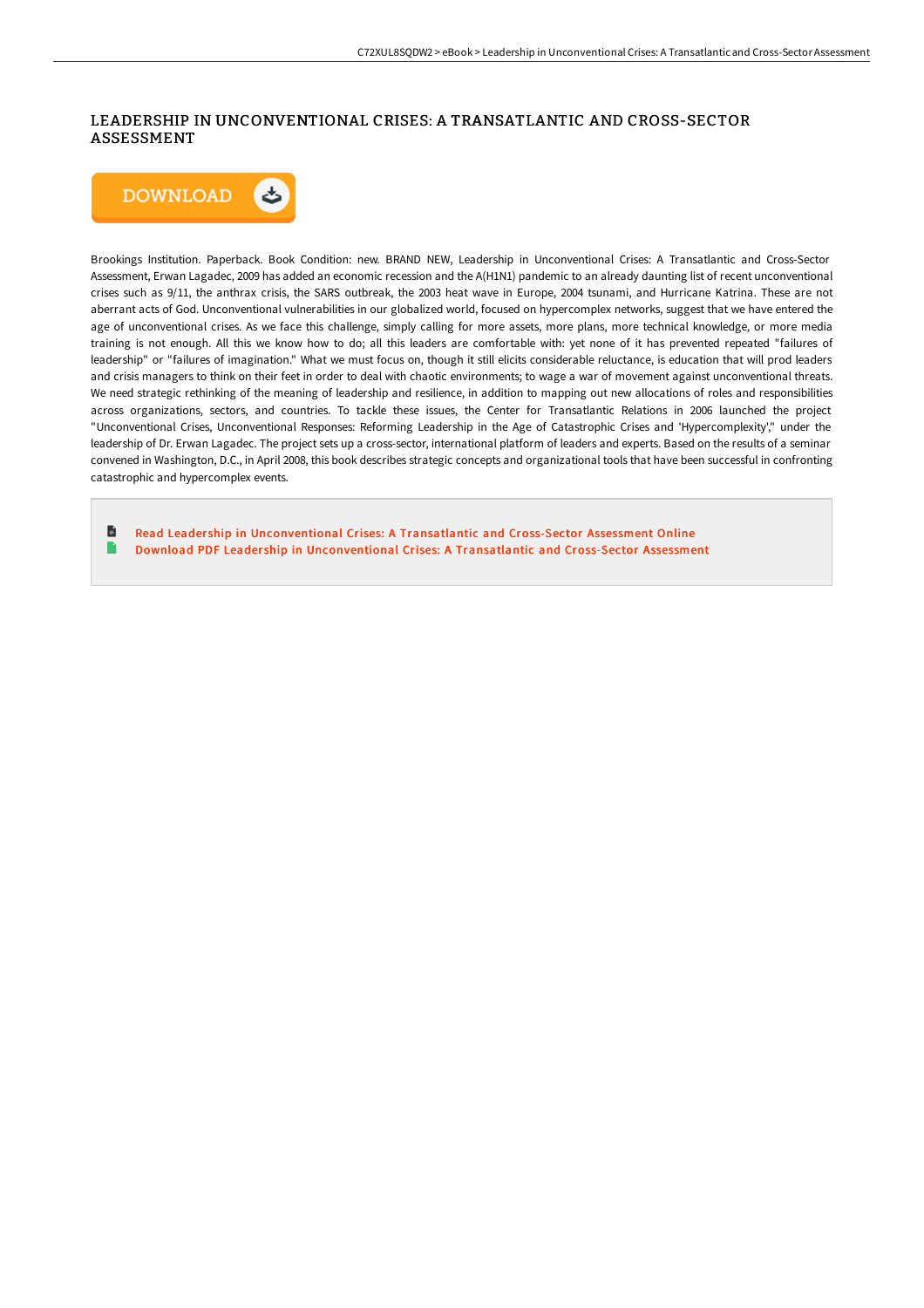# LEADERSHIP IN UNCONVENTIONAL CRISES: A TRANSATLANTIC AND CROSS-SECTOR ASSESSMENT

DOWNLOAD

Brookings Institution. Paperback. Book Condition: new. BRAND NEW, Leadership in Unconventional Crises: A Transatlantic and Cross-Sector Assessment, Erwan Lagadec, 2009 has added an economic recession and the A(H1N1) pandemic to an already daunting list of recent unconventional crises such as 9/11, the anthrax crisis, the SARS outbreak, the 2003 heat wave in Europe, 2004 tsunami, and Hurricane Katrina. These are not aberrant acts of God. Unconventional vulnerabilities in our globalized world, focused on hypercomplex networks, suggest that we have entered the age of unconventional crises. As we face this challenge, simply calling for more assets, more plans, more technical knowledge, or more media training is not enough. All this we know how to do; all this leaders are comfortable with: yet none of it has prevented repeated "failures of leadership" or "failures of imagination." What we must focus on, though it still elicits considerable reluctance, is education that will prod leaders and crisis managers to think on their feet in order to deal with chaotic environments; to wage a war of movement against unconventional threats. We need strategic rethinking of the meaning of leadership and resilience, in addition to mapping out new allocations of roles and responsibilities across organizations, sectors, and countries. To tackle these issues, the Center for Transatlantic Relations in 2006 launched the project "Unconventional Crises, Unconventional Responses: Reforming Leadership in the Age of Catastrophic Crises and 'Hypercomplexity'," under the leadership of Dr. Erwan Lagadec. The project sets up a cross-sector, international platform of leaders and experts. Based on the results of a seminar convened in Washington, D.C., in April 2008, this book describes strategic concepts and organizational tools that have been successful in confronting catastrophic and hypercomplex events.

Read Leadership in Unconventional Crises: A Transatlantic and Cross-Sector Assessment Online

Download PDF Leadership in Unconventional Crises: A Transatlantic and Cross-Sector Assessment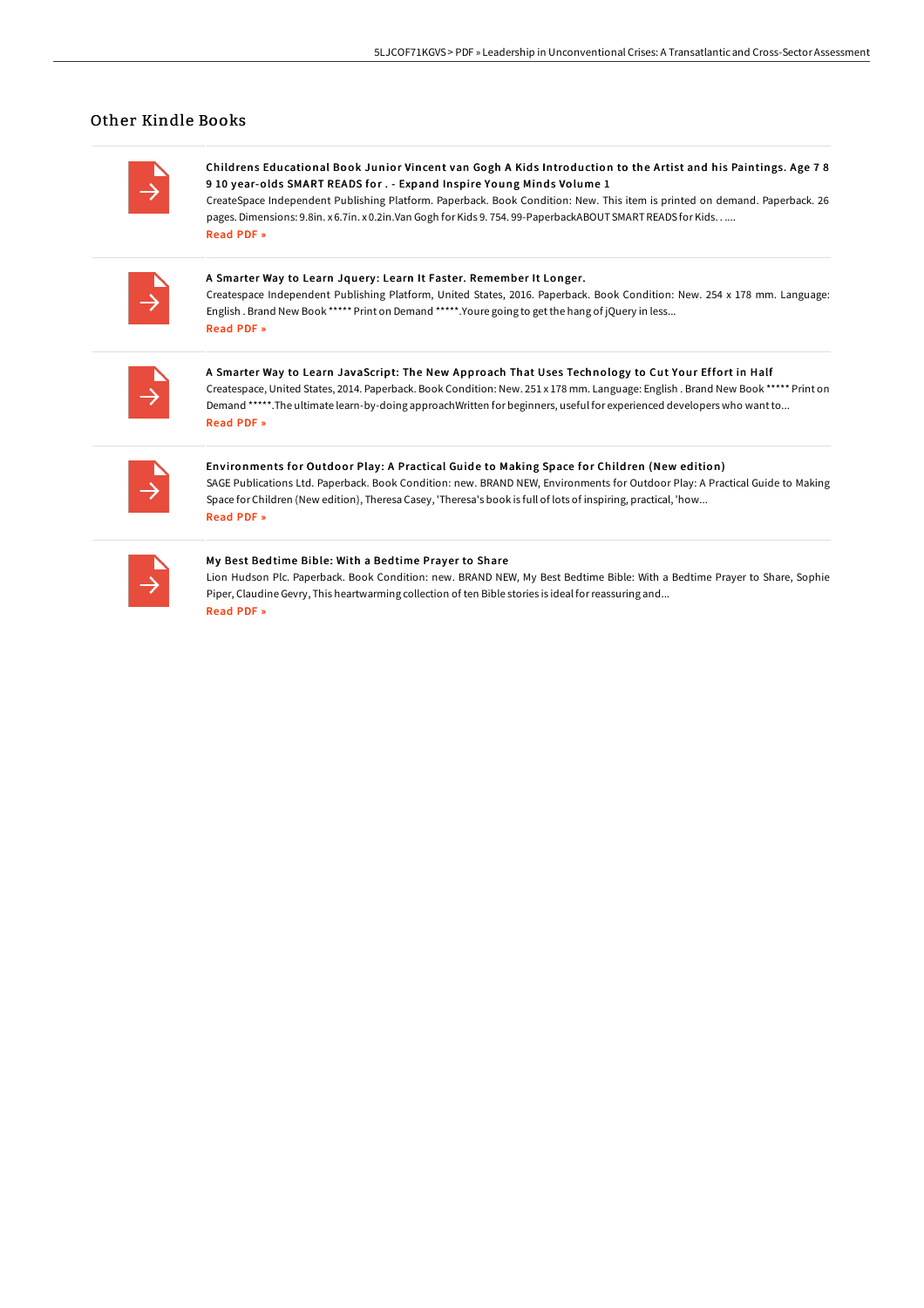## Other Kindle Books

**Childrens Educational Book Junior Vincent van Gogh A Kids Introduction to the Artist and his Paintings. Age 7 8 9 10 year-olds SMART READS for . - Expand Inspire Young Minds Volume 1**

CreateSpace Independent Publishing Platform. Paperback. Book Condition: New. This item is printed on demand. Paperback. 26 pages. Dimensions: 9.8in. x 6.7in. x 0.2in.Van Gogh for Kids 9. 754. 99-PaperbackABOUT SMART READS for Kids. . ....

Read PDF »

**A Smarter Way to Learn Jquery: Learn It Faster. Remember It Longer.**

Createspace Independent Publishing Platform, United States, 2016. Paperback. Book Condition: New. 254 x 178 mm. Language: English . Brand New Book ***** Print on Demand *****.Youre going to get the hang of jQuery in less...

Read PDF »

**A Smarter Way to Learn JavaScript: The New Approach That Uses Technology to Cut Your Effort in Half**

Createspace, United States, 2014. Paperback. Book Condition: New. 251 x 178 mm. Language: English . Brand New Book ***** Print on Demand *****.The ultimate learn-by-doing approachWritten for beginners, useful for experienced developers who want to...

Read PDF »

**Environments for Outdoor Play: A Practical Guide to Making Space for Children (New edition)**

SAGE Publications Ltd. Paperback. Book Condition: new. BRAND NEW, Environments for Outdoor Play: A Practical Guide to Making Space for Children (New edition), Theresa Casey, 'Theresa's book is full of lots of inspiring, practical, 'how...

Read PDF »

**My Best Bedtime Bible: With a Bedtime Prayer to Share**

Lion Hudson Plc. Paperback. Book Condition: new. BRAND NEW, My Best Bedtime Bible: With a Bedtime Prayer to Share, Sophie Piper, Claudine Gevry, This heartwarming collection of ten Bible stories is ideal for reassuring and...

Read PDF »